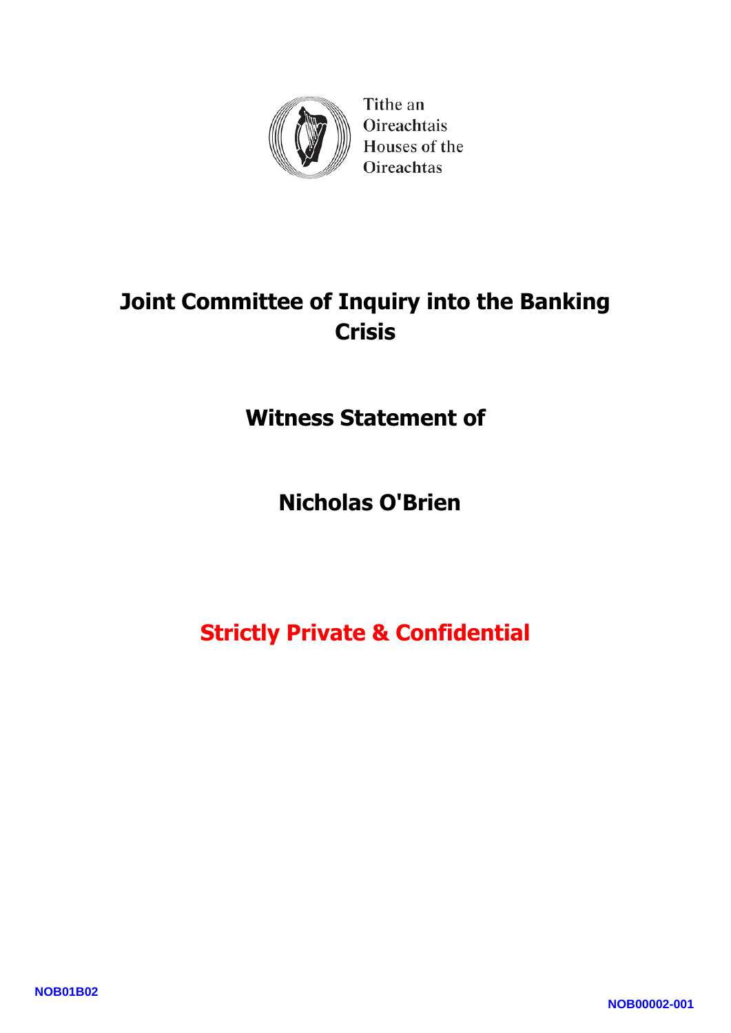Tithe an Oireachtais
Houses of the Oireachtas

# Joint Committee of Inquiry into the Banking Crisis

## Witness Statement of

## Nicholas O'Brien

**Strictly Private & Confidential**

NOB01B02

NOB00002-001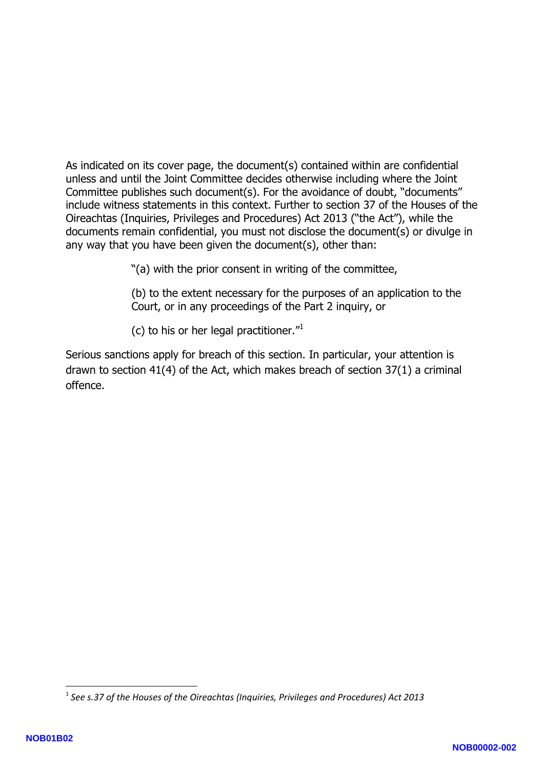As indicated on its cover page, the document(s) contained within are confidential unless and until the Joint Committee decides otherwise including where the Joint Committee publishes such document(s). For the avoidance of doubt, "documents" include witness statements in this context. Further to section 37 of the Houses of the Oireachtas (Inquiries, Privileges and Procedures) Act 2013 ("the Act"), while the documents remain confidential, you must not disclose the document(s) or divulge in any way that you have been given the document(s), other than:

> "(a) with the prior consent in writing of the committee,
>
> (b) to the extent necessary for the purposes of an application to the Court, or in any proceedings of the Part 2 inquiry, or
>
> (c) to his or her legal practitioner."[1]

Serious sanctions apply for breach of this section. In particular, your attention is drawn to section 41(4) of the Act, which makes breach of section 37(1) a criminal offence.

---

[1] *See s.37 of the Houses of the Oireachtas (Inquiries, Privileges and Procedures) Act 2013*

NOB01B02

NOB00002-002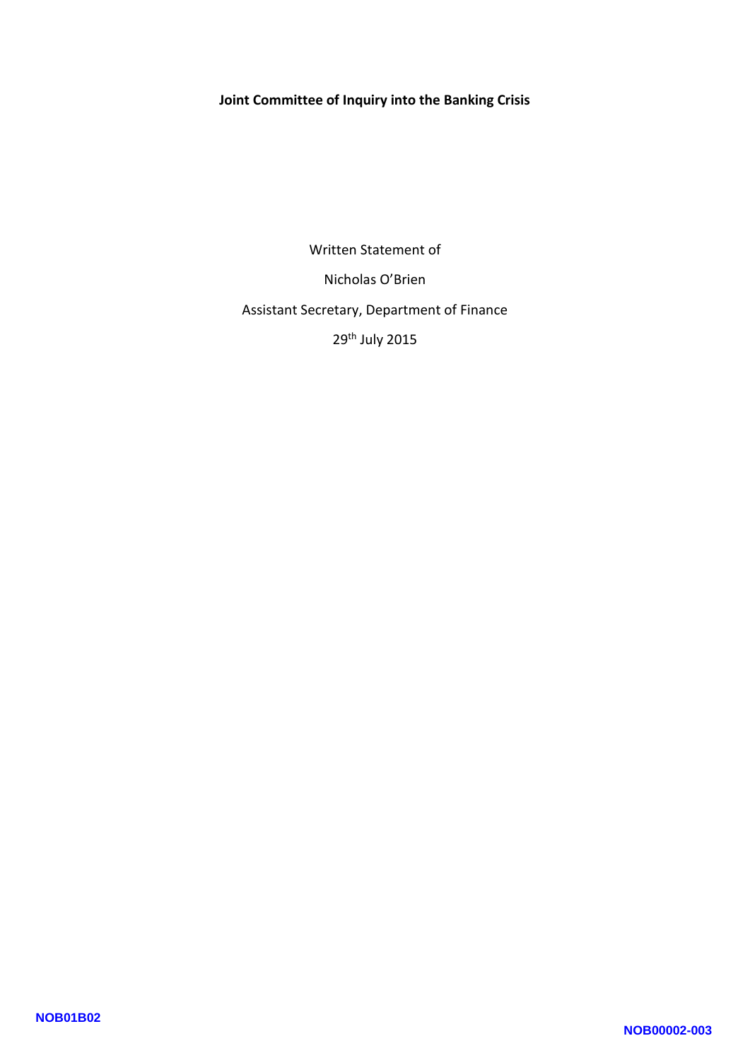**Joint Committee of Inquiry into the Banking Crisis**

Written Statement of

Nicholas O'Brien

Assistant Secretary, Department of Finance

29th July 2015

NOB01B02

NOB00002-003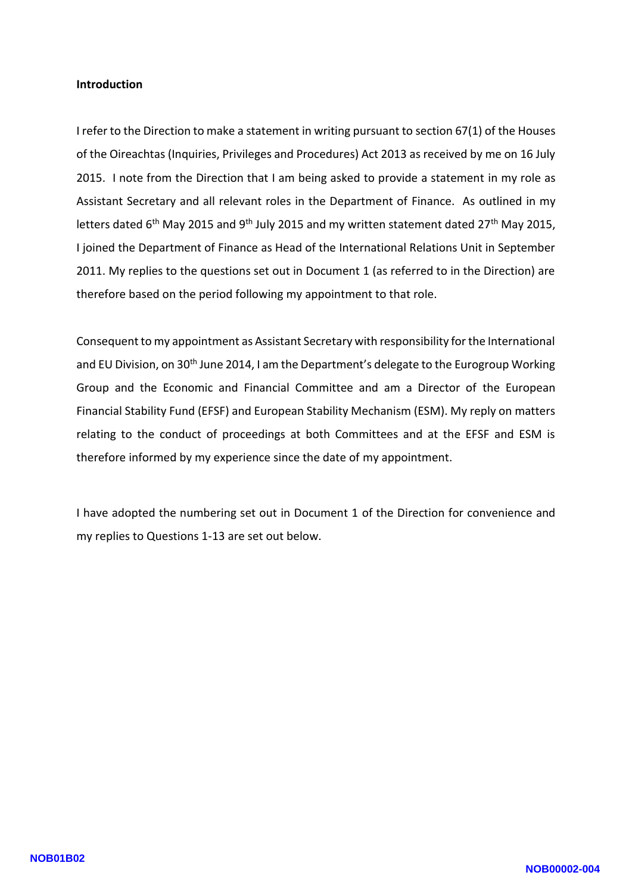**Introduction**

I refer to the Direction to make a statement in writing pursuant to section 67(1) of the Houses of the Oireachtas (Inquiries, Privileges and Procedures) Act 2013 as received by me on 16 July 2015. I note from the Direction that I am being asked to provide a statement in my role as Assistant Secretary and all relevant roles in the Department of Finance. As outlined in my letters dated 6th May 2015 and 9th July 2015 and my written statement dated 27th May 2015, I joined the Department of Finance as Head of the International Relations Unit in September 2011. My replies to the questions set out in Document 1 (as referred to in the Direction) are therefore based on the period following my appointment to that role.

Consequent to my appointment as Assistant Secretary with responsibility for the International and EU Division, on 30th June 2014, I am the Department's delegate to the Eurogroup Working Group and the Economic and Financial Committee and am a Director of the European Financial Stability Fund (EFSF) and European Stability Mechanism (ESM). My reply on matters relating to the conduct of proceedings at both Committees and at the EFSF and ESM is therefore informed by my experience since the date of my appointment.

I have adopted the numbering set out in Document 1 of the Direction for convenience and my replies to Questions 1-13 are set out below.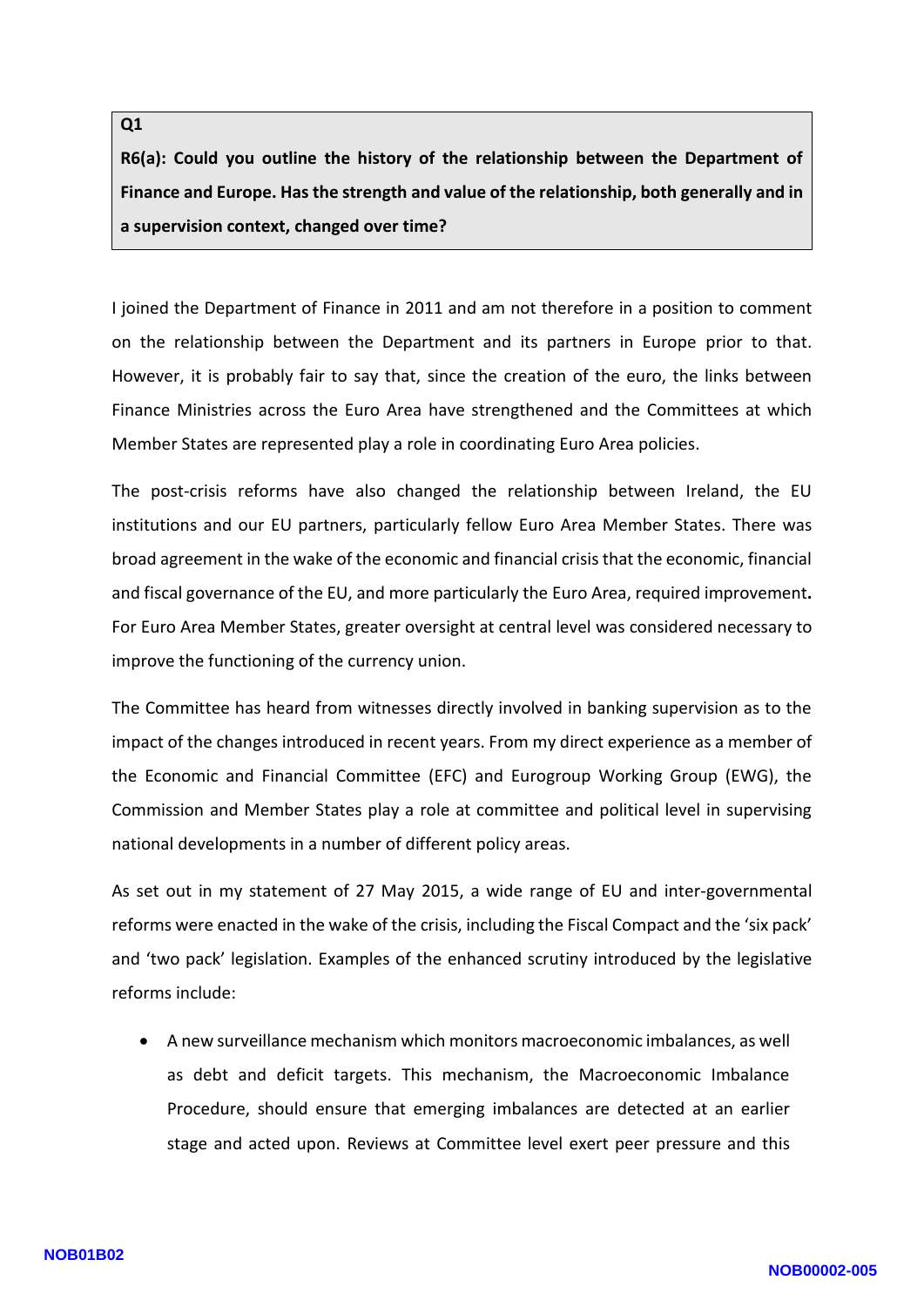**Q1**

**R6(a): Could you outline the history of the relationship between the Department of Finance and Europe. Has the strength and value of the relationship, both generally and in a supervision context, changed over time?**

I joined the Department of Finance in 2011 and am not therefore in a position to comment on the relationship between the Department and its partners in Europe prior to that. However, it is probably fair to say that, since the creation of the euro, the links between Finance Ministries across the Euro Area have strengthened and the Committees at which Member States are represented play a role in coordinating Euro Area policies.

The post-crisis reforms have also changed the relationship between Ireland, the EU institutions and our EU partners, particularly fellow Euro Area Member States. There was broad agreement in the wake of the economic and financial crisis that the economic, financial and fiscal governance of the EU, and more particularly the Euro Area, required improvement**.** For Euro Area Member States, greater oversight at central level was considered necessary to improve the functioning of the currency union.

The Committee has heard from witnesses directly involved in banking supervision as to the impact of the changes introduced in recent years. From my direct experience as a member of the Economic and Financial Committee (EFC) and Eurogroup Working Group (EWG), the Commission and Member States play a role at committee and political level in supervising national developments in a number of different policy areas.

As set out in my statement of 27 May 2015, a wide range of EU and inter-governmental reforms were enacted in the wake of the crisis, including the Fiscal Compact and the 'six pack' and 'two pack' legislation. Examples of the enhanced scrutiny introduced by the legislative reforms include:

- A new surveillance mechanism which monitors macroeconomic imbalances, as well as debt and deficit targets. This mechanism, the Macroeconomic Imbalance Procedure, should ensure that emerging imbalances are detected at an earlier stage and acted upon. Reviews at Committee level exert peer pressure and this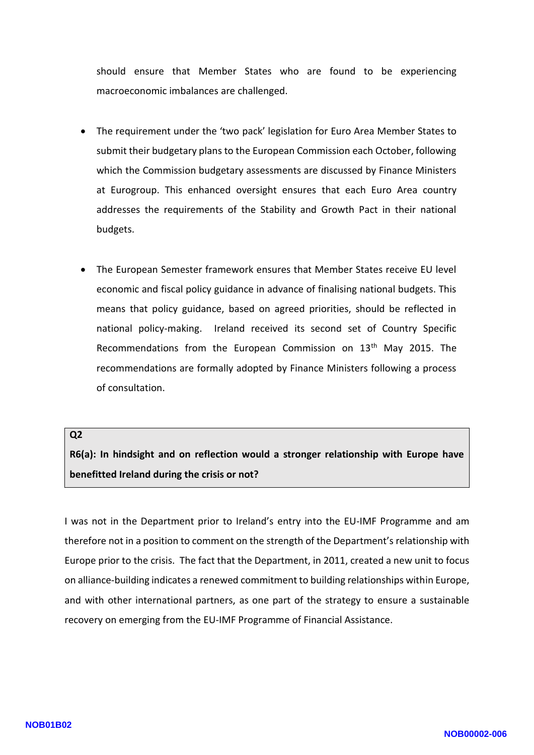should ensure that Member States who are found to be experiencing macroeconomic imbalances are challenged.

- The requirement under the 'two pack' legislation for Euro Area Member States to submit their budgetary plans to the European Commission each October, following which the Commission budgetary assessments are discussed by Finance Ministers at Eurogroup. This enhanced oversight ensures that each Euro Area country addresses the requirements of the Stability and Growth Pact in their national budgets.

- The European Semester framework ensures that Member States receive EU level economic and fiscal policy guidance in advance of finalising national budgets. This means that policy guidance, based on agreed priorities, should be reflected in national policy-making. Ireland received its second set of Country Specific Recommendations from the European Commission on 13th May 2015. The recommendations are formally adopted by Finance Ministers following a process of consultation.

**Q2**

**R6(a): In hindsight and on reflection would a stronger relationship with Europe have benefitted Ireland during the crisis or not?**

I was not in the Department prior to Ireland's entry into the EU-IMF Programme and am therefore not in a position to comment on the strength of the Department's relationship with Europe prior to the crisis. The fact that the Department, in 2011, created a new unit to focus on alliance-building indicates a renewed commitment to building relationships within Europe, and with other international partners, as one part of the strategy to ensure a sustainable recovery on emerging from the EU-IMF Programme of Financial Assistance.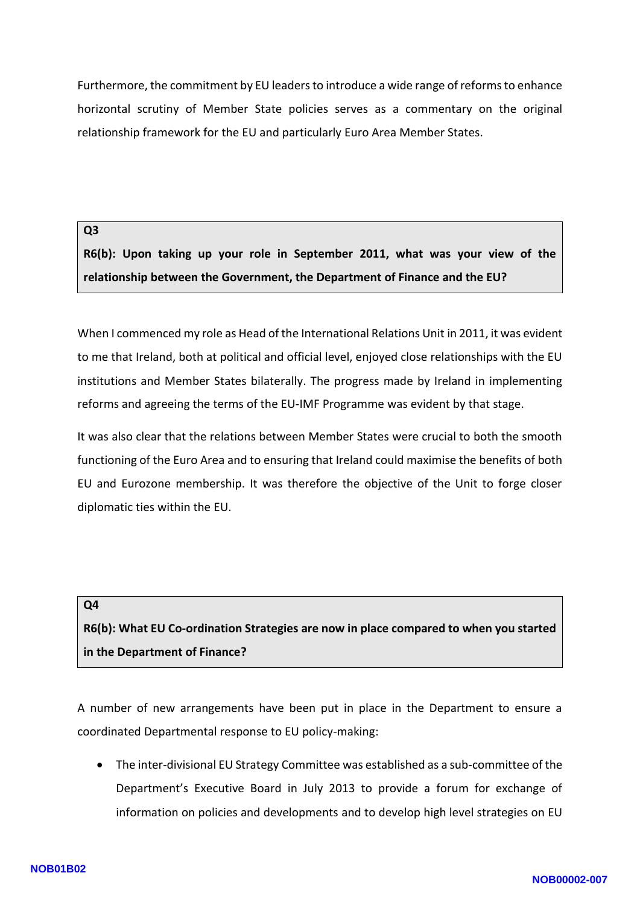Furthermore, the commitment by EU leaders to introduce a wide range of reforms to enhance horizontal scrutiny of Member State policies serves as a commentary on the original relationship framework for the EU and particularly Euro Area Member States.

**Q3**

**R6(b): Upon taking up your role in September 2011, what was your view of the relationship between the Government, the Department of Finance and the EU?**

When I commenced my role as Head of the International Relations Unit in 2011, it was evident to me that Ireland, both at political and official level, enjoyed close relationships with the EU institutions and Member States bilaterally. The progress made by Ireland in implementing reforms and agreeing the terms of the EU-IMF Programme was evident by that stage.

It was also clear that the relations between Member States were crucial to both the smooth functioning of the Euro Area and to ensuring that Ireland could maximise the benefits of both EU and Eurozone membership. It was therefore the objective of the Unit to forge closer diplomatic ties within the EU.

**Q4**

**R6(b): What EU Co-ordination Strategies are now in place compared to when you started in the Department of Finance?**

A number of new arrangements have been put in place in the Department to ensure a coordinated Departmental response to EU policy-making:

- The inter-divisional EU Strategy Committee was established as a sub-committee of the Department's Executive Board in July 2013 to provide a forum for exchange of information on policies and developments and to develop high level strategies on EU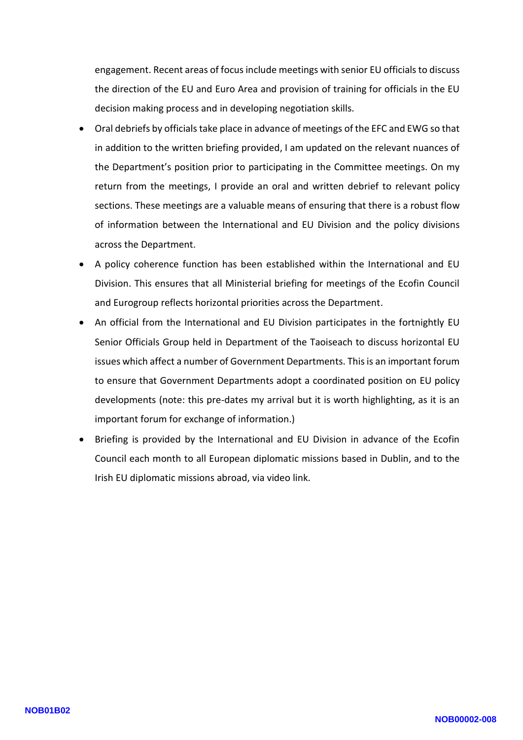engagement. Recent areas of focus include meetings with senior EU officials to discuss the direction of the EU and Euro Area and provision of training for officials in the EU decision making process and in developing negotiation skills.

- Oral debriefs by officials take place in advance of meetings of the EFC and EWG so that in addition to the written briefing provided, I am updated on the relevant nuances of the Department's position prior to participating in the Committee meetings. On my return from the meetings, I provide an oral and written debrief to relevant policy sections. These meetings are a valuable means of ensuring that there is a robust flow of information between the International and EU Division and the policy divisions across the Department.
- A policy coherence function has been established within the International and EU Division. This ensures that all Ministerial briefing for meetings of the Ecofin Council and Eurogroup reflects horizontal priorities across the Department.
- An official from the International and EU Division participates in the fortnightly EU Senior Officials Group held in Department of the Taoiseach to discuss horizontal EU issues which affect a number of Government Departments. This is an important forum to ensure that Government Departments adopt a coordinated position on EU policy developments (note: this pre-dates my arrival but it is worth highlighting, as it is an important forum for exchange of information.)
- Briefing is provided by the International and EU Division in advance of the Ecofin Council each month to all European diplomatic missions based in Dublin, and to the Irish EU diplomatic missions abroad, via video link.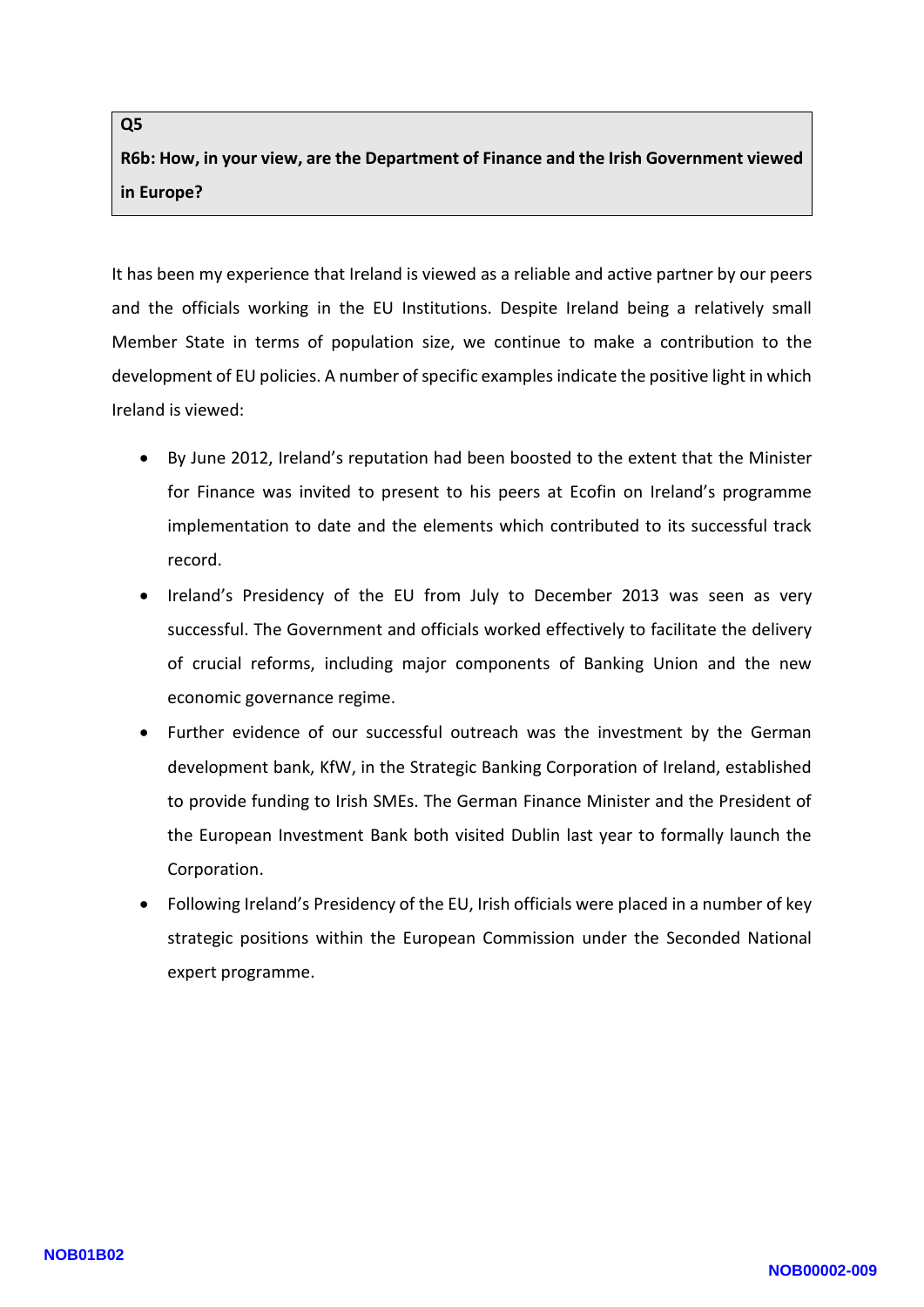**Q5**

**R6b: How, in your view, are the Department of Finance and the Irish Government viewed in Europe?**

It has been my experience that Ireland is viewed as a reliable and active partner by our peers and the officials working in the EU Institutions. Despite Ireland being a relatively small Member State in terms of population size, we continue to make a contribution to the development of EU policies. A number of specific examples indicate the positive light in which Ireland is viewed:

- By June 2012, Ireland's reputation had been boosted to the extent that the Minister for Finance was invited to present to his peers at Ecofin on Ireland's programme implementation to date and the elements which contributed to its successful track record.
- Ireland's Presidency of the EU from July to December 2013 was seen as very successful. The Government and officials worked effectively to facilitate the delivery of crucial reforms, including major components of Banking Union and the new economic governance regime.
- Further evidence of our successful outreach was the investment by the German development bank, KfW, in the Strategic Banking Corporation of Ireland, established to provide funding to Irish SMEs. The German Finance Minister and the President of the European Investment Bank both visited Dublin last year to formally launch the Corporation.
- Following Ireland's Presidency of the EU, Irish officials were placed in a number of key strategic positions within the European Commission under the Seconded National expert programme.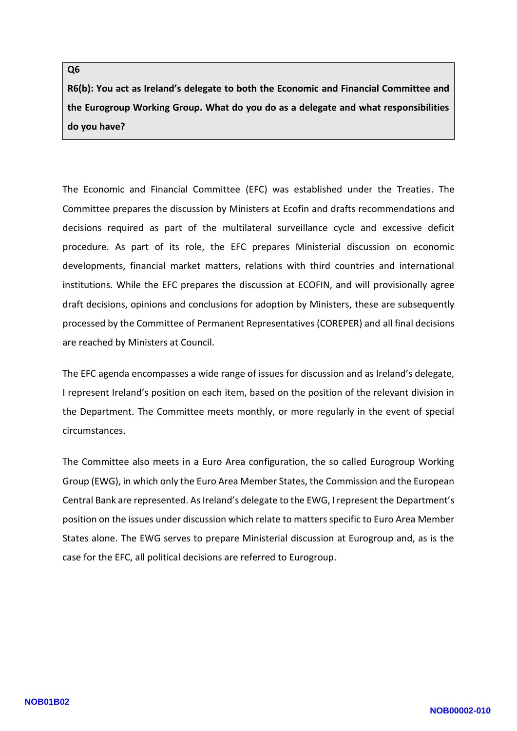**Q6**

**R6(b): You act as Ireland's delegate to both the Economic and Financial Committee and the Eurogroup Working Group. What do you do as a delegate and what responsibilities do you have?**

The Economic and Financial Committee (EFC) was established under the Treaties. The Committee prepares the discussion by Ministers at Ecofin and drafts recommendations and decisions required as part of the multilateral surveillance cycle and excessive deficit procedure. As part of its role, the EFC prepares Ministerial discussion on economic developments, financial market matters, relations with third countries and international institutions. While the EFC prepares the discussion at ECOFIN, and will provisionally agree draft decisions, opinions and conclusions for adoption by Ministers, these are subsequently processed by the Committee of Permanent Representatives (COREPER) and all final decisions are reached by Ministers at Council.

The EFC agenda encompasses a wide range of issues for discussion and as Ireland's delegate, I represent Ireland's position on each item, based on the position of the relevant division in the Department. The Committee meets monthly, or more regularly in the event of special circumstances.

The Committee also meets in a Euro Area configuration, the so called Eurogroup Working Group (EWG), in which only the Euro Area Member States, the Commission and the European Central Bank are represented. As Ireland's delegate to the EWG, I represent the Department's position on the issues under discussion which relate to matters specific to Euro Area Member States alone. The EWG serves to prepare Ministerial discussion at Eurogroup and, as is the case for the EFC, all political decisions are referred to Eurogroup.

NOB01B02

NOB00002-010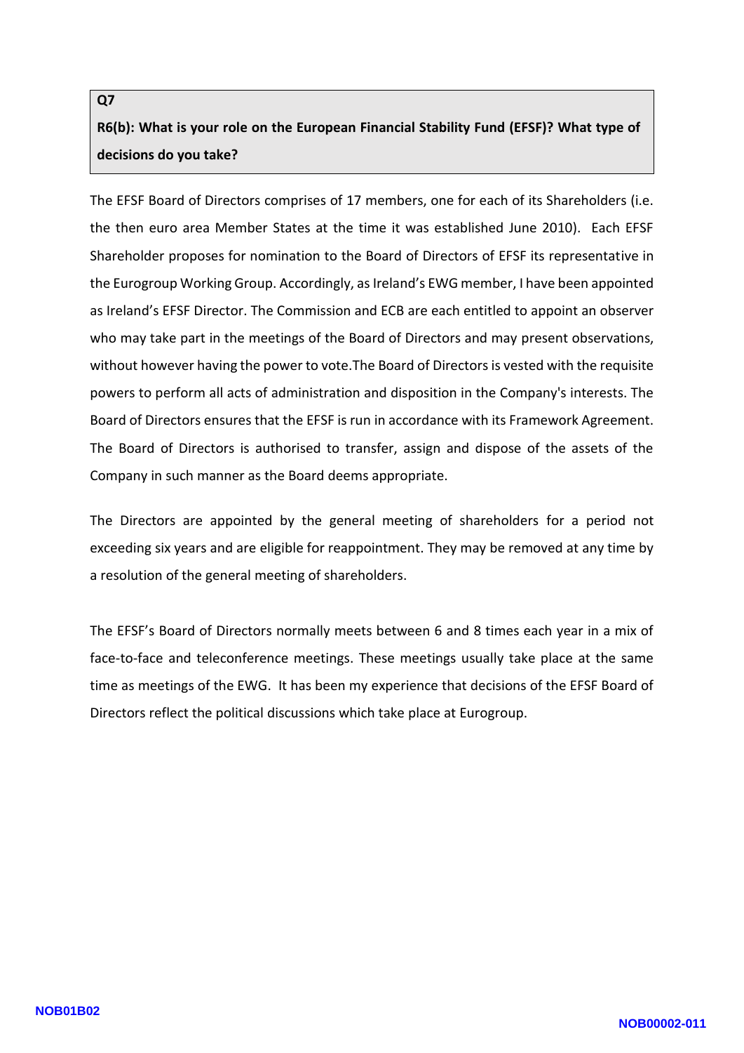**Q7**

**R6(b): What is your role on the European Financial Stability Fund (EFSF)? What type of decisions do you take?**

The EFSF Board of Directors comprises of 17 members, one for each of its Shareholders (i.e. the then euro area Member States at the time it was established June 2010). Each EFSF Shareholder proposes for nomination to the Board of Directors of EFSF its representative in the Eurogroup Working Group. Accordingly, as Ireland's EWG member, I have been appointed as Ireland's EFSF Director. The Commission and ECB are each entitled to appoint an observer who may take part in the meetings of the Board of Directors and may present observations, without however having the power to vote.The Board of Directors is vested with the requisite powers to perform all acts of administration and disposition in the Company's interests. The Board of Directors ensures that the EFSF is run in accordance with its Framework Agreement. The Board of Directors is authorised to transfer, assign and dispose of the assets of the Company in such manner as the Board deems appropriate.

The Directors are appointed by the general meeting of shareholders for a period not exceeding six years and are eligible for reappointment. They may be removed at any time by a resolution of the general meeting of shareholders.

The EFSF's Board of Directors normally meets between 6 and 8 times each year in a mix of face-to-face and teleconference meetings. These meetings usually take place at the same time as meetings of the EWG. It has been my experience that decisions of the EFSF Board of Directors reflect the political discussions which take place at Eurogroup.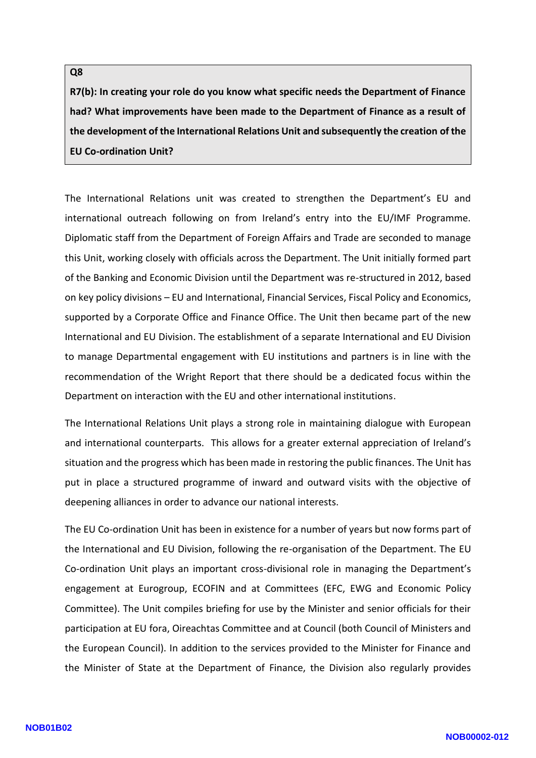**Q8**

**R7(b): In creating your role do you know what specific needs the Department of Finance had? What improvements have been made to the Department of Finance as a result of the development of the International Relations Unit and subsequently the creation of the EU Co-ordination Unit?**

The International Relations unit was created to strengthen the Department's EU and international outreach following on from Ireland's entry into the EU/IMF Programme. Diplomatic staff from the Department of Foreign Affairs and Trade are seconded to manage this Unit, working closely with officials across the Department. The Unit initially formed part of the Banking and Economic Division until the Department was re-structured in 2012, based on key policy divisions – EU and International, Financial Services, Fiscal Policy and Economics, supported by a Corporate Office and Finance Office. The Unit then became part of the new International and EU Division. The establishment of a separate International and EU Division to manage Departmental engagement with EU institutions and partners is in line with the recommendation of the Wright Report that there should be a dedicated focus within the Department on interaction with the EU and other international institutions.

The International Relations Unit plays a strong role in maintaining dialogue with European and international counterparts. This allows for a greater external appreciation of Ireland's situation and the progress which has been made in restoring the public finances. The Unit has put in place a structured programme of inward and outward visits with the objective of deepening alliances in order to advance our national interests.

The EU Co-ordination Unit has been in existence for a number of years but now forms part of the International and EU Division, following the re-organisation of the Department. The EU Co-ordination Unit plays an important cross-divisional role in managing the Department's engagement at Eurogroup, ECOFIN and at Committees (EFC, EWG and Economic Policy Committee). The Unit compiles briefing for use by the Minister and senior officials for their participation at EU fora, Oireachtas Committee and at Council (both Council of Ministers and the European Council). In addition to the services provided to the Minister for Finance and the Minister of State at the Department of Finance, the Division also regularly provides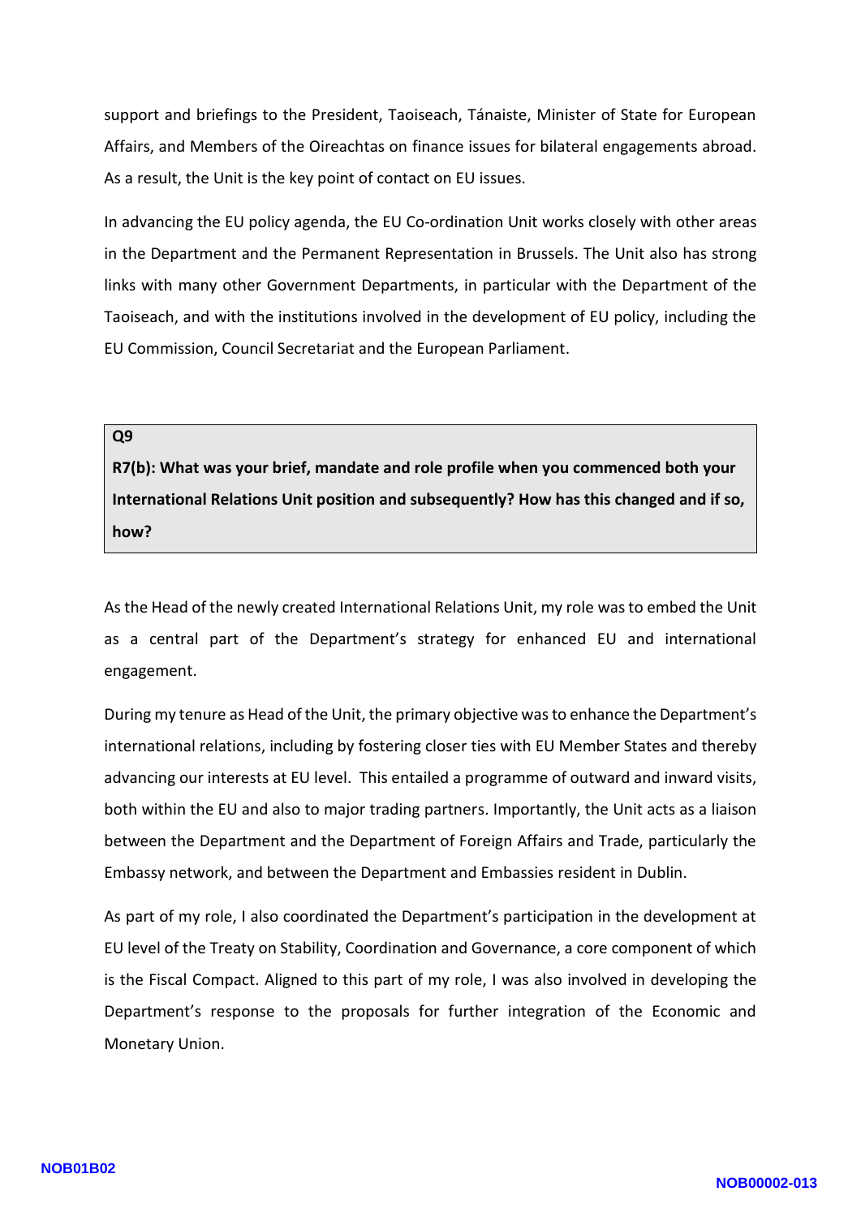support and briefings to the President, Taoiseach, Tánaiste, Minister of State for European Affairs, and Members of the Oireachtas on finance issues for bilateral engagements abroad. As a result, the Unit is the key point of contact on EU issues.

In advancing the EU policy agenda, the EU Co-ordination Unit works closely with other areas in the Department and the Permanent Representation in Brussels. The Unit also has strong links with many other Government Departments, in particular with the Department of the Taoiseach, and with the institutions involved in the development of EU policy, including the EU Commission, Council Secretariat and the European Parliament.

**Q9**

**R7(b): What was your brief, mandate and role profile when you commenced both your International Relations Unit position and subsequently? How has this changed and if so, how?**

As the Head of the newly created International Relations Unit, my role was to embed the Unit as a central part of the Department's strategy for enhanced EU and international engagement.

During my tenure as Head of the Unit, the primary objective was to enhance the Department's international relations, including by fostering closer ties with EU Member States and thereby advancing our interests at EU level. This entailed a programme of outward and inward visits, both within the EU and also to major trading partners. Importantly, the Unit acts as a liaison between the Department and the Department of Foreign Affairs and Trade, particularly the Embassy network, and between the Department and Embassies resident in Dublin.

As part of my role, I also coordinated the Department's participation in the development at EU level of the Treaty on Stability, Coordination and Governance, a core component of which is the Fiscal Compact. Aligned to this part of my role, I was also involved in developing the Department's response to the proposals for further integration of the Economic and Monetary Union.

NOB01B02

NOB00002-013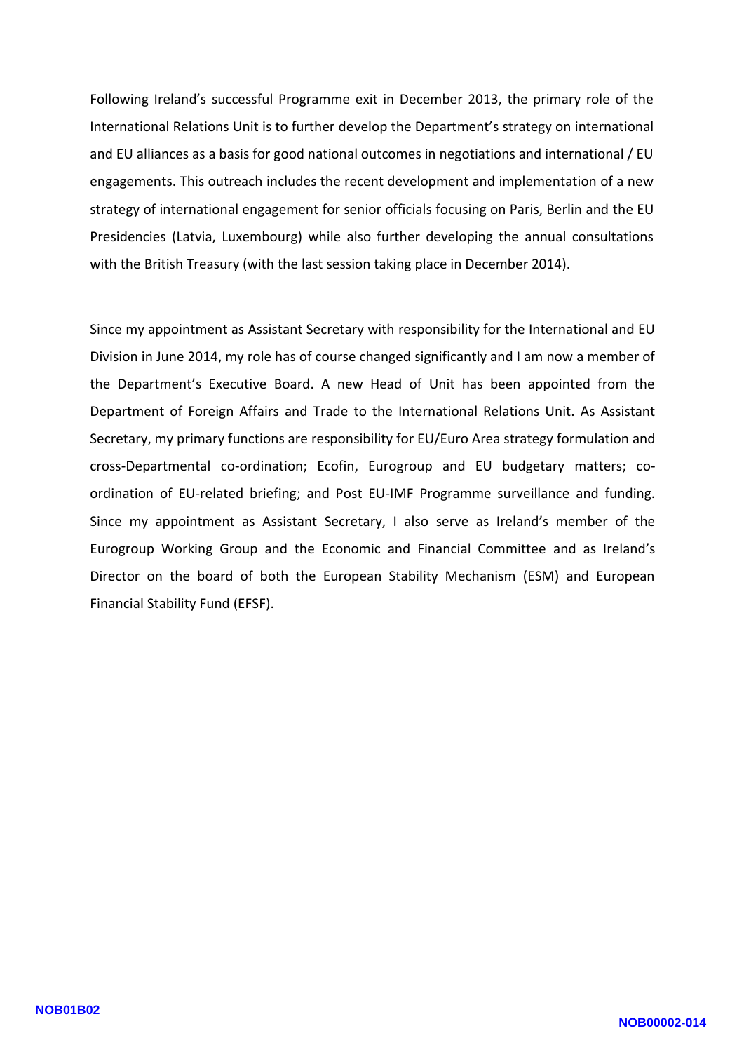Following Ireland's successful Programme exit in December 2013, the primary role of the International Relations Unit is to further develop the Department's strategy on international and EU alliances as a basis for good national outcomes in negotiations and international / EU engagements. This outreach includes the recent development and implementation of a new strategy of international engagement for senior officials focusing on Paris, Berlin and the EU Presidencies (Latvia, Luxembourg) while also further developing the annual consultations with the British Treasury (with the last session taking place in December 2014).

Since my appointment as Assistant Secretary with responsibility for the International and EU Division in June 2014, my role has of course changed significantly and I am now a member of the Department's Executive Board. A new Head of Unit has been appointed from the Department of Foreign Affairs and Trade to the International Relations Unit. As Assistant Secretary, my primary functions are responsibility for EU/Euro Area strategy formulation and cross-Departmental co-ordination; Ecofin, Eurogroup and EU budgetary matters; co-ordination of EU-related briefing; and Post EU-IMF Programme surveillance and funding. Since my appointment as Assistant Secretary, I also serve as Ireland's member of the Eurogroup Working Group and the Economic and Financial Committee and as Ireland's Director on the board of both the European Stability Mechanism (ESM) and European Financial Stability Fund (EFSF).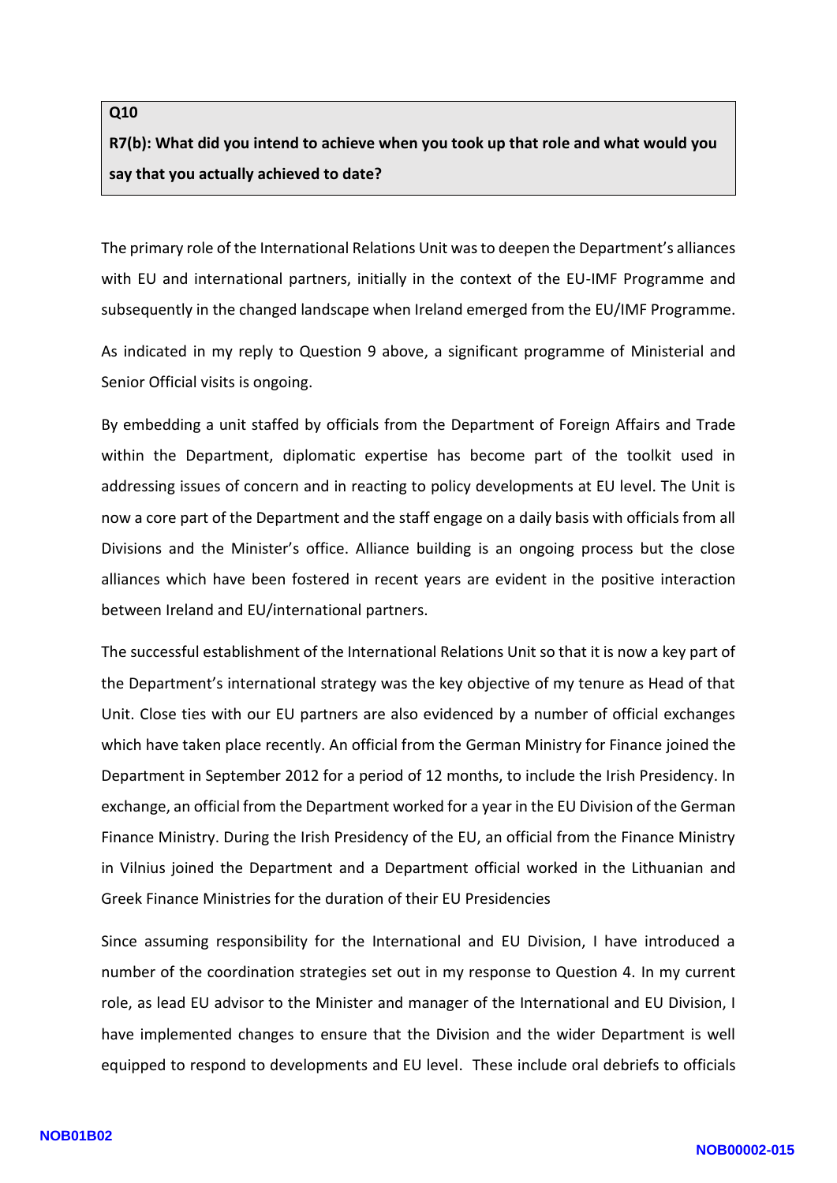**Q10**

**R7(b): What did you intend to achieve when you took up that role and what would you say that you actually achieved to date?**

The primary role of the International Relations Unit was to deepen the Department's alliances with EU and international partners, initially in the context of the EU-IMF Programme and subsequently in the changed landscape when Ireland emerged from the EU/IMF Programme.

As indicated in my reply to Question 9 above, a significant programme of Ministerial and Senior Official visits is ongoing.

By embedding a unit staffed by officials from the Department of Foreign Affairs and Trade within the Department, diplomatic expertise has become part of the toolkit used in addressing issues of concern and in reacting to policy developments at EU level. The Unit is now a core part of the Department and the staff engage on a daily basis with officials from all Divisions and the Minister's office. Alliance building is an ongoing process but the close alliances which have been fostered in recent years are evident in the positive interaction between Ireland and EU/international partners.

The successful establishment of the International Relations Unit so that it is now a key part of the Department's international strategy was the key objective of my tenure as Head of that Unit. Close ties with our EU partners are also evidenced by a number of official exchanges which have taken place recently. An official from the German Ministry for Finance joined the Department in September 2012 for a period of 12 months, to include the Irish Presidency. In exchange, an official from the Department worked for a year in the EU Division of the German Finance Ministry. During the Irish Presidency of the EU, an official from the Finance Ministry in Vilnius joined the Department and a Department official worked in the Lithuanian and Greek Finance Ministries for the duration of their EU Presidencies

Since assuming responsibility for the International and EU Division, I have introduced a number of the coordination strategies set out in my response to Question 4. In my current role, as lead EU advisor to the Minister and manager of the International and EU Division, I have implemented changes to ensure that the Division and the wider Department is well equipped to respond to developments and EU level. These include oral debriefs to officials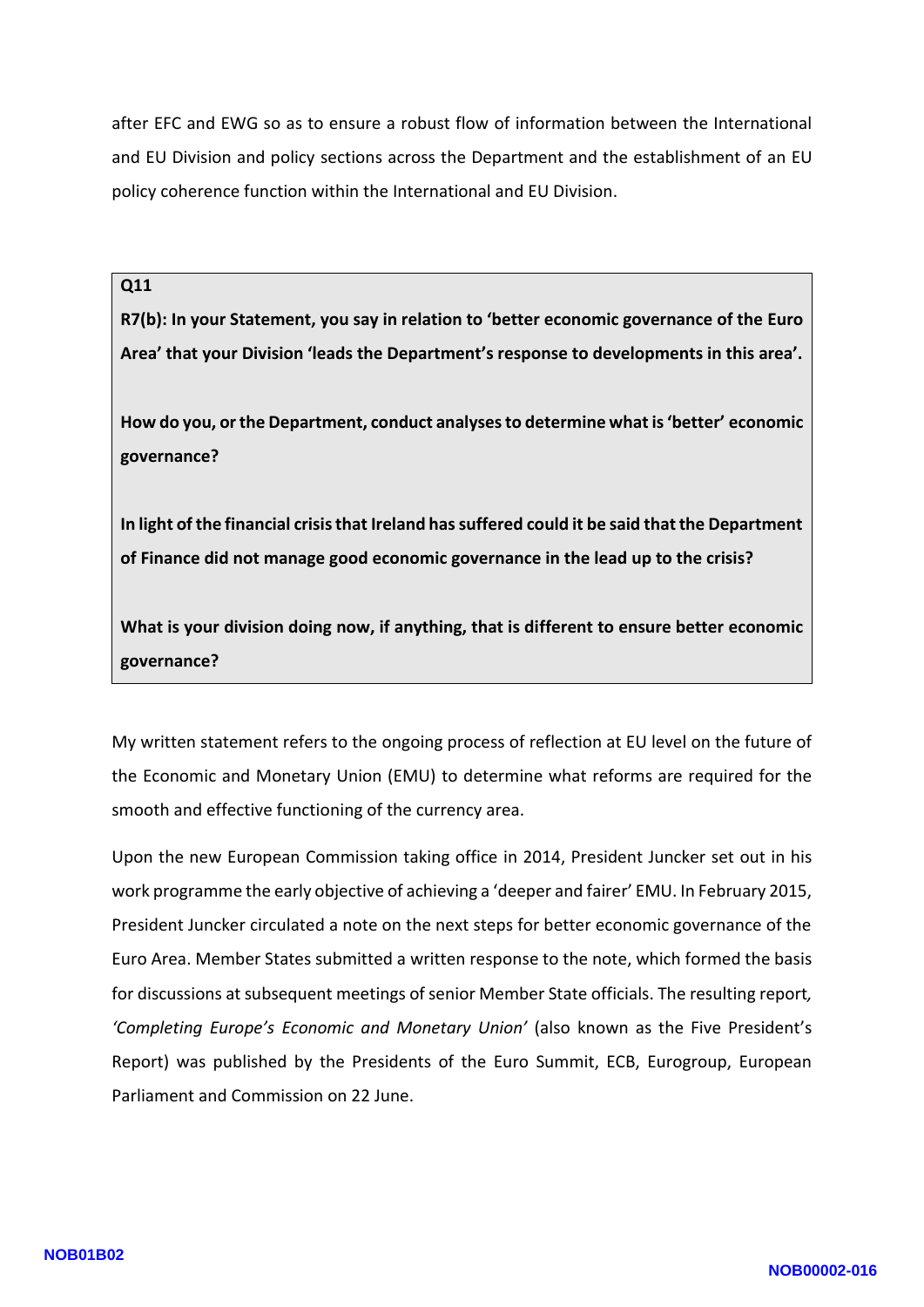after EFC and EWG so as to ensure a robust flow of information between the International and EU Division and policy sections across the Department and the establishment of an EU policy coherence function within the International and EU Division.

> **Q11**
>
> **R7(b): In your Statement, you say in relation to 'better economic governance of the Euro Area' that your Division 'leads the Department's response to developments in this area'.**
>
> **How do you, or the Department, conduct analyses to determine what is 'better' economic governance?**
>
> **In light of the financial crisis that Ireland has suffered could it be said that the Department of Finance did not manage good economic governance in the lead up to the crisis?**
>
> **What is your division doing now, if anything, that is different to ensure better economic governance?**

My written statement refers to the ongoing process of reflection at EU level on the future of the Economic and Monetary Union (EMU) to determine what reforms are required for the smooth and effective functioning of the currency area.

Upon the new European Commission taking office in 2014, President Juncker set out in his work programme the early objective of achieving a 'deeper and fairer' EMU. In February 2015, President Juncker circulated a note on the next steps for better economic governance of the Euro Area. Member States submitted a written response to the note, which formed the basis for discussions at subsequent meetings of senior Member State officials. The resulting report, *'Completing Europe's Economic and Monetary Union'* (also known as the Five President's Report) was published by the Presidents of the Euro Summit, ECB, Eurogroup, European Parliament and Commission on 22 June.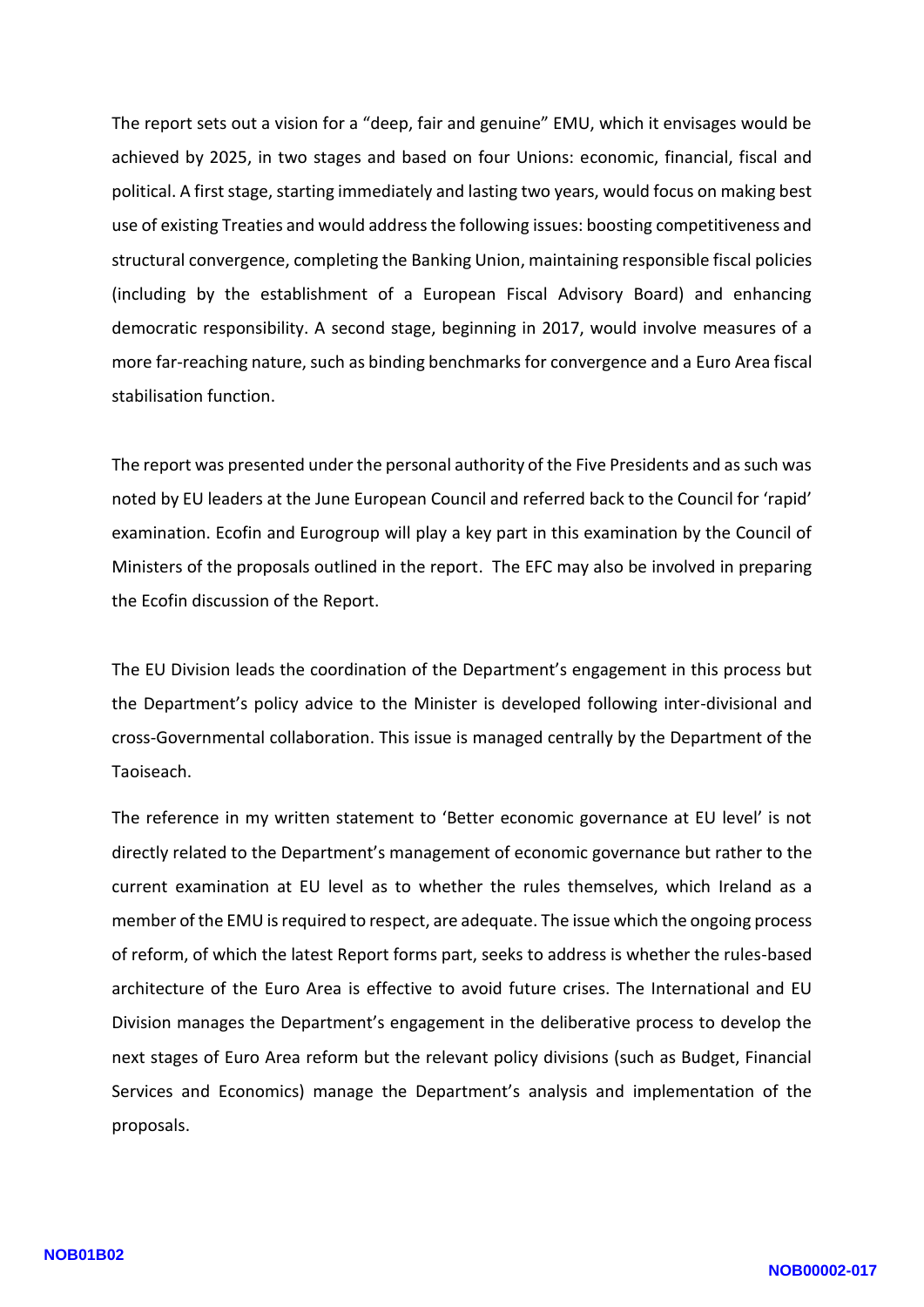The report sets out a vision for a "deep, fair and genuine" EMU, which it envisages would be achieved by 2025, in two stages and based on four Unions: economic, financial, fiscal and political. A first stage, starting immediately and lasting two years, would focus on making best use of existing Treaties and would address the following issues: boosting competitiveness and structural convergence, completing the Banking Union, maintaining responsible fiscal policies (including by the establishment of a European Fiscal Advisory Board) and enhancing democratic responsibility. A second stage, beginning in 2017, would involve measures of a more far-reaching nature, such as binding benchmarks for convergence and a Euro Area fiscal stabilisation function.

The report was presented under the personal authority of the Five Presidents and as such was noted by EU leaders at the June European Council and referred back to the Council for 'rapid' examination. Ecofin and Eurogroup will play a key part in this examination by the Council of Ministers of the proposals outlined in the report. The EFC may also be involved in preparing the Ecofin discussion of the Report.

The EU Division leads the coordination of the Department's engagement in this process but the Department's policy advice to the Minister is developed following inter-divisional and cross-Governmental collaboration. This issue is managed centrally by the Department of the Taoiseach.

The reference in my written statement to 'Better economic governance at EU level' is not directly related to the Department's management of economic governance but rather to the current examination at EU level as to whether the rules themselves, which Ireland as a member of the EMU is required to respect, are adequate. The issue which the ongoing process of reform, of which the latest Report forms part, seeks to address is whether the rules-based architecture of the Euro Area is effective to avoid future crises. The International and EU Division manages the Department's engagement in the deliberative process to develop the next stages of Euro Area reform but the relevant policy divisions (such as Budget, Financial Services and Economics) manage the Department's analysis and implementation of the proposals.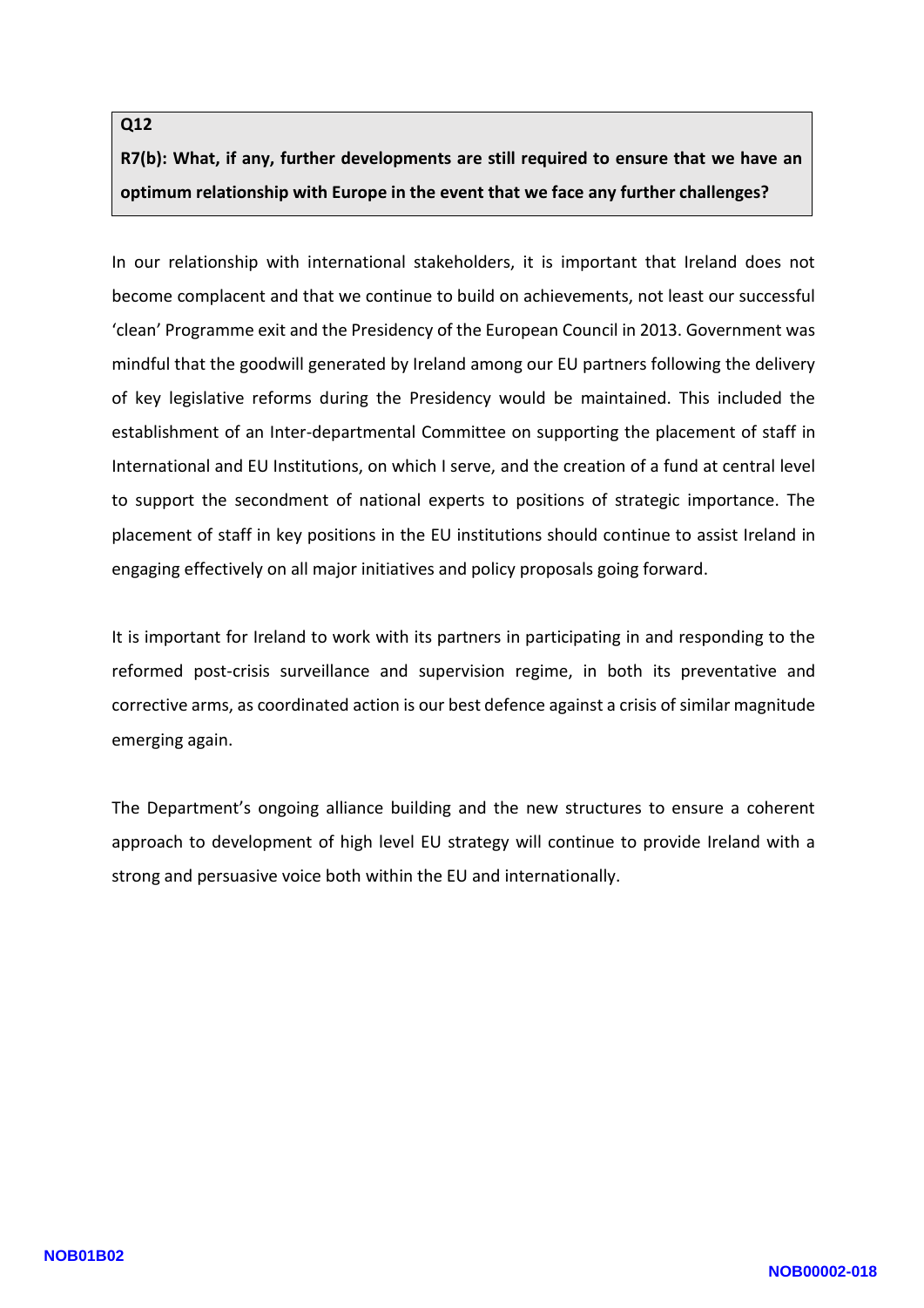**Q12**

**R7(b): What, if any, further developments are still required to ensure that we have an optimum relationship with Europe in the event that we face any further challenges?**

In our relationship with international stakeholders, it is important that Ireland does not become complacent and that we continue to build on achievements, not least our successful 'clean' Programme exit and the Presidency of the European Council in 2013. Government was mindful that the goodwill generated by Ireland among our EU partners following the delivery of key legislative reforms during the Presidency would be maintained. This included the establishment of an Inter-departmental Committee on supporting the placement of staff in International and EU Institutions, on which I serve, and the creation of a fund at central level to support the secondment of national experts to positions of strategic importance. The placement of staff in key positions in the EU institutions should continue to assist Ireland in engaging effectively on all major initiatives and policy proposals going forward.

It is important for Ireland to work with its partners in participating in and responding to the reformed post-crisis surveillance and supervision regime, in both its preventative and corrective arms, as coordinated action is our best defence against a crisis of similar magnitude emerging again.

The Department's ongoing alliance building and the new structures to ensure a coherent approach to development of high level EU strategy will continue to provide Ireland with a strong and persuasive voice both within the EU and internationally.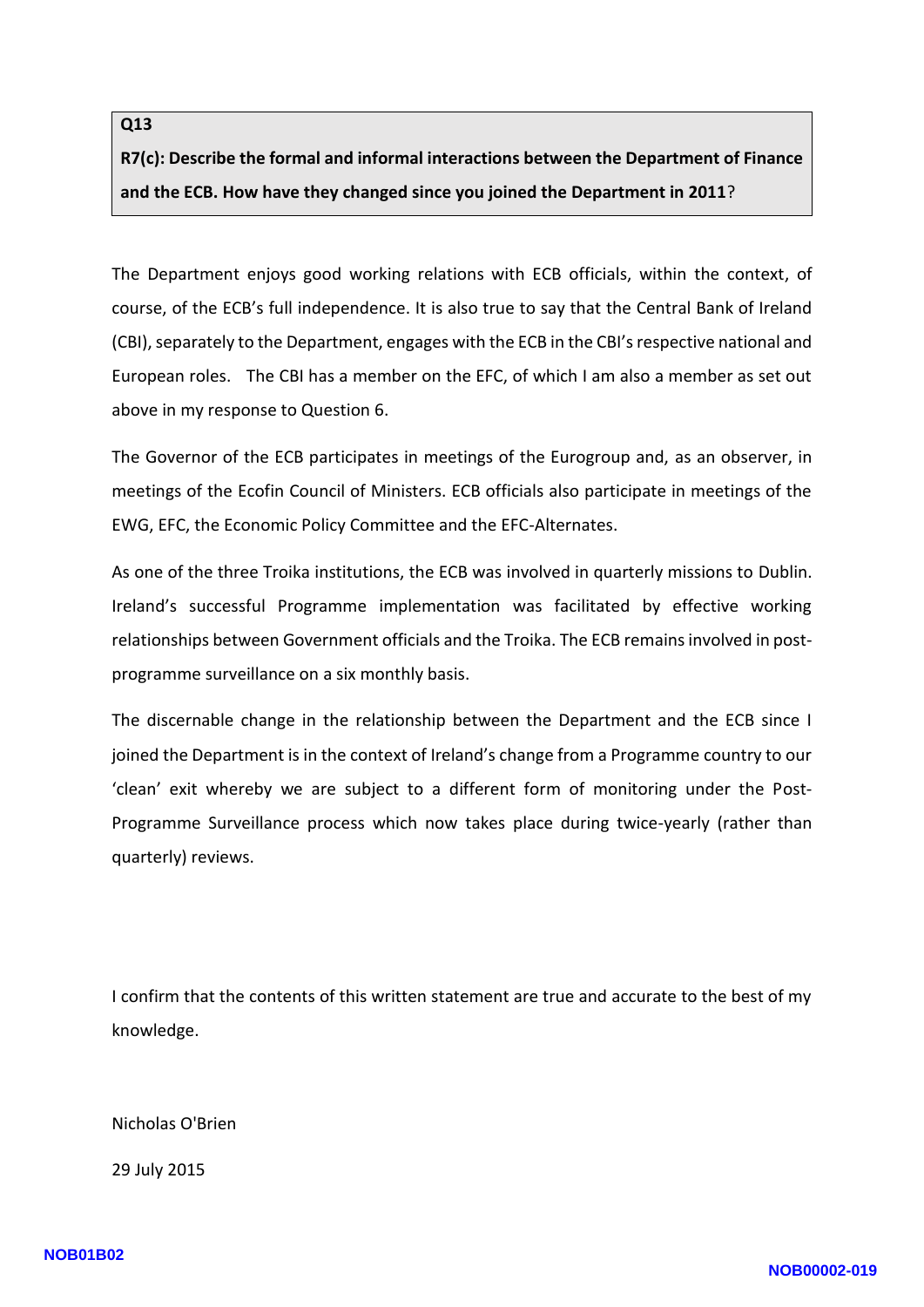**Q13**

**R7(c): Describe the formal and informal interactions between the Department of Finance and the ECB. How have they changed since you joined the Department in 2011**?

The Department enjoys good working relations with ECB officials, within the context, of course, of the ECB's full independence. It is also true to say that the Central Bank of Ireland (CBI), separately to the Department, engages with the ECB in the CBI's respective national and European roles. The CBI has a member on the EFC, of which I am also a member as set out above in my response to Question 6.

The Governor of the ECB participates in meetings of the Eurogroup and, as an observer, in meetings of the Ecofin Council of Ministers. ECB officials also participate in meetings of the EWG, EFC, the Economic Policy Committee and the EFC-Alternates.

As one of the three Troika institutions, the ECB was involved in quarterly missions to Dublin. Ireland's successful Programme implementation was facilitated by effective working relationships between Government officials and the Troika. The ECB remains involved in post-programme surveillance on a six monthly basis.

The discernable change in the relationship between the Department and the ECB since I joined the Department is in the context of Ireland's change from a Programme country to our 'clean' exit whereby we are subject to a different form of monitoring under the Post-Programme Surveillance process which now takes place during twice-yearly (rather than quarterly) reviews.

I confirm that the contents of this written statement are true and accurate to the best of my knowledge.

Nicholas O'Brien

29 July 2015

NOB01B02

NOB00002-019